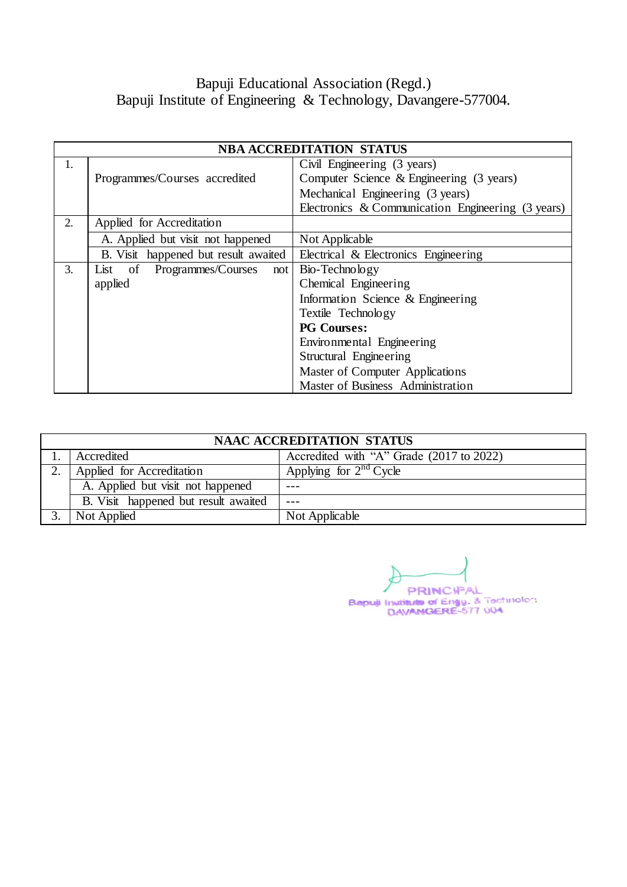# Bapuji Educational Association (Regd.)
## Bapuji Institute of Engineering & Technology, Davangere-577004.

| NBA ACCREDITATION STATUS | | |
|---|---|---|
| 1. | Programmes/Courses accredited | Civil Engineering (3 years)<br>Computer Science & Engineering (3 years)<br>Mechanical Engineering (3 years)<br>Electronics & Communication Engineering (3 years) |
| 2. | Applied for Accreditation | |
| | A. Applied but visit not happened | Not Applicable |
| | B. Visit happened but result awaited | Electrical & Electronics Engineering |
| 3. | List of Programmes/Courses not applied | Bio-Technology<br>Chemical Engineering<br>Information Science & Engineering<br>Textile Technology<br>**PG Courses:**<br>Environmental Engineering<br>Structural Engineering<br>Master of Computer Applications<br>Master of Business Administration |

| NAAC ACCREDITATION STATUS | | |
|---|---|---|
| 1. | Accredited | Accredited with "A" Grade (2017 to 2022) |
| 2. | Applied for Accreditation | Applying for 2nd Cycle |
| | A. Applied but visit not happened | --- |
| | B. Visit happened but result awaited | --- |
| 3. | Not Applied | Not Applicable |

PRINCIPAL
Bapuji Institute of Engg. & Technology
DAVANGERE-577 004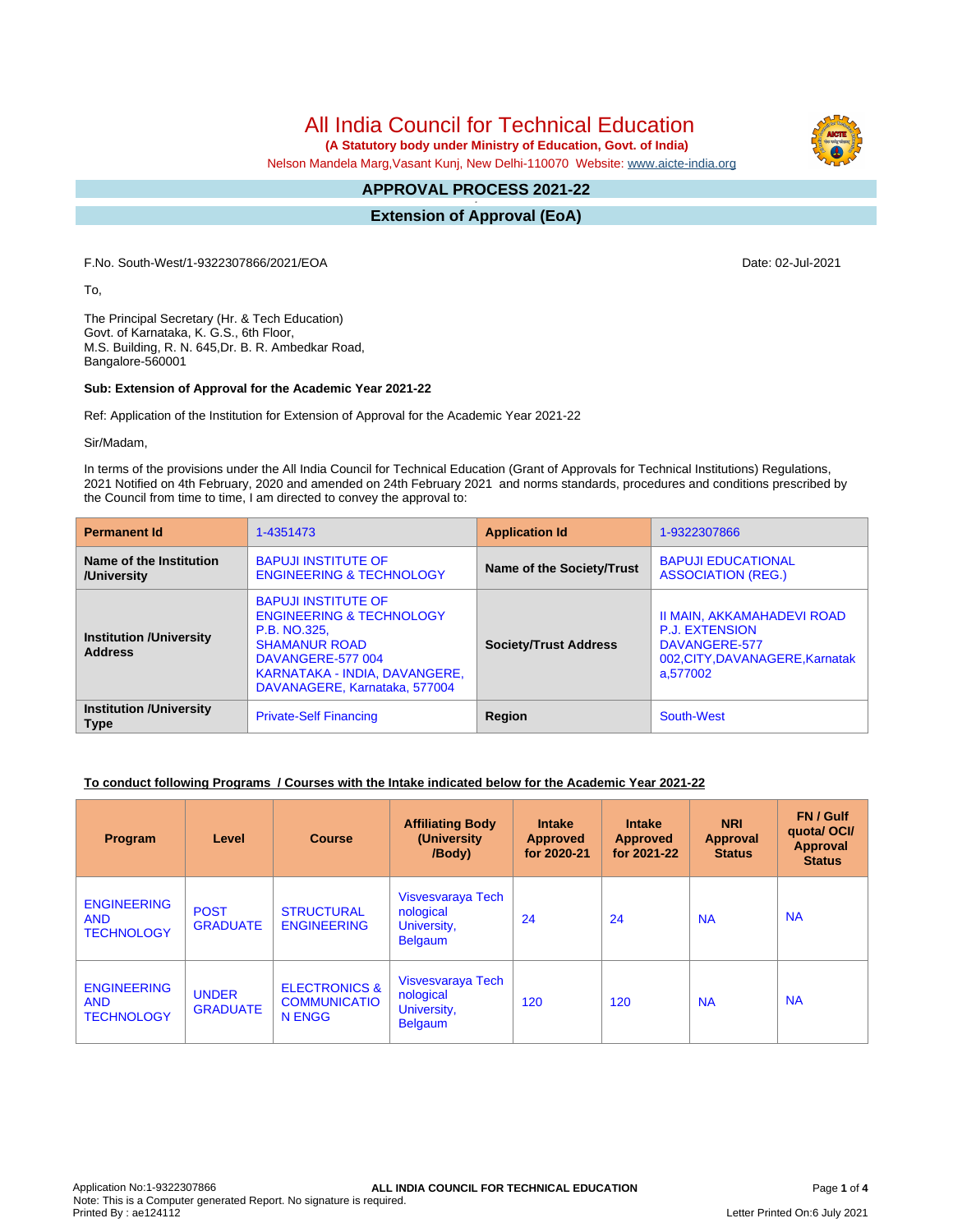# All India Council for Technical Education

**(A Statutory body under Ministry of Education, Govt. of India)**

Nelson Mandela Marg,Vasant Kunj, New Delhi-110070 Website: www.aicte-india.org

## APPROVAL PROCESS 2021-22

## Extension of Approval (EoA)

F.No. South-West/1-9322307866/2021/EOA

Date: 02-Jul-2021

To,

The Principal Secretary (Hr. & Tech Education)
Govt. of Karnataka, K. G.S., 6th Floor,
M.S. Building, R. N. 645,Dr. B. R. Ambedkar Road,
Bangalore-560001

**Sub: Extension of Approval for the Academic Year 2021-22**

Ref: Application of the Institution for Extension of Approval for the Academic Year 2021-22

Sir/Madam,

In terms of the provisions under the All India Council for Technical Education (Grant of Approvals for Technical Institutions) Regulations, 2021 Notified on 4th February, 2020 and amended on 24th February 2021 and norms standards, procedures and conditions prescribed by the Council from time to time, I am directed to convey the approval to:

| **Permanent Id** | 1-4351473 | **Application Id** | 1-9322307866 |
|---|---|---|---|
| **Name of the Institution /University** | BAPUJI INSTITUTE OF ENGINEERING & TECHNOLOGY | **Name of the Society/Trust** | BAPUJI EDUCATIONAL ASSOCIATION (REG.) |
| **Institution /University Address** | BAPUJI INSTITUTE OF ENGINEERING & TECHNOLOGY P.B. NO.325, SHAMANUR ROAD DAVANGERE-577 004 KARNATAKA - INDIA, DAVANGERE, DAVANAGERE, Karnataka, 577004 | **Society/Trust Address** | II MAIN, AKKAMAHADEVI ROAD P.J. EXTENSION DAVANGERE-577 002,CITY,DAVANAGERE,Karnataka,577002 |
| **Institution /University Type** | Private-Self Financing | **Region** | South-West |

**To conduct following Programs / Courses with the Intake indicated below for the Academic Year 2021-22**

| Program | Level | Course | Affiliating Body (University /Body) | Intake Approved for 2020-21 | Intake Approved for 2021-22 | NRI Approval Status | FN / Gulf quota/ OCI/ Approval Status |
|---|---|---|---|---|---|---|---|
| ENGINEERING AND TECHNOLOGY | POST GRADUATE | STRUCTURAL ENGINEERING | Visvesvaraya Technological University, Belgaum | 24 | 24 | NA | NA |
| ENGINEERING AND TECHNOLOGY | UNDER GRADUATE | ELECTRONICS & COMMUNICATION ENGG | Visvesvaraya Technological University, Belgaum | 120 | 120 | NA | NA |

Application No:1-9322307866
Note: This is a Computer generated Report. No signature is required.
Printed By : ae124112

Letter Printed On:6 July 2021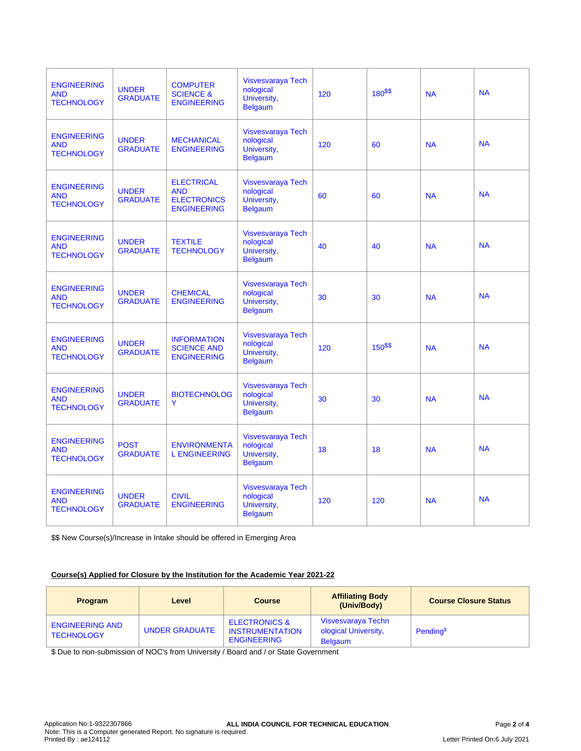| | | | | | | | |
|---|---|---|---|---|---|---|---|
| ENGINEERING AND TECHNOLOGY | UNDER GRADUATE | COMPUTER SCIENCE & ENGINEERING | Visvesvaraya Technological University, Belgaum | 120 | 180[$$] | NA | NA |
| ENGINEERING AND TECHNOLOGY | UNDER GRADUATE | MECHANICAL ENGINEERING | Visvesvaraya Technological University, Belgaum | 120 | 60 | NA | NA |
| ENGINEERING AND TECHNOLOGY | UNDER GRADUATE | ELECTRICAL AND ELECTRONICS ENGINEERING | Visvesvaraya Technological University, Belgaum | 60 | 60 | NA | NA |
| ENGINEERING AND TECHNOLOGY | UNDER GRADUATE | TEXTILE TECHNOLOGY | Visvesvaraya Technological University, Belgaum | 40 | 40 | NA | NA |
| ENGINEERING AND TECHNOLOGY | UNDER GRADUATE | CHEMICAL ENGINEERING | Visvesvaraya Technological University, Belgaum | 30 | 30 | NA | NA |
| ENGINEERING AND TECHNOLOGY | UNDER GRADUATE | INFORMATION SCIENCE AND ENGINEERING | Visvesvaraya Technological University, Belgaum | 120 | 150[$$] | NA | NA |
| ENGINEERING AND TECHNOLOGY | UNDER GRADUATE | BIOTECHNOLOGY | Visvesvaraya Technological University, Belgaum | 30 | 30 | NA | NA |
| ENGINEERING AND TECHNOLOGY | POST GRADUATE | ENVIRONMENTAL ENGINEERING | Visvesvaraya Technological University, Belgaum | 18 | 18 | NA | NA |
| ENGINEERING AND TECHNOLOGY | UNDER GRADUATE | CIVIL ENGINEERING | Visvesvaraya Technological University, Belgaum | 120 | 120 | NA | NA |

$$ New Course(s)/Increase in Intake should be offered in Emerging Area

**Course(s) Applied for Closure by the Institution for the Academic Year 2021-22**

| Program | Level | Course | Affiliating Body (Univ/Body) | Course Closure Status |
|---|---|---|---|---|
| ENGINEERING AND TECHNOLOGY | UNDER GRADUATE | ELECTRONICS & INSTRUMENTATION ENGINEERING | Visvesvaraya Technological University, Belgaum | Pending[$] |

$ Due to non-submission of NOC's from University / Board and / or State Government

Application No:1-9322307866
Note: This is a Computer generated Report. No signature is required.
Printed By : ae124112

**ALL INDIA COUNCIL FOR TECHNICAL EDUCATION**

Letter Printed On:6 July 2021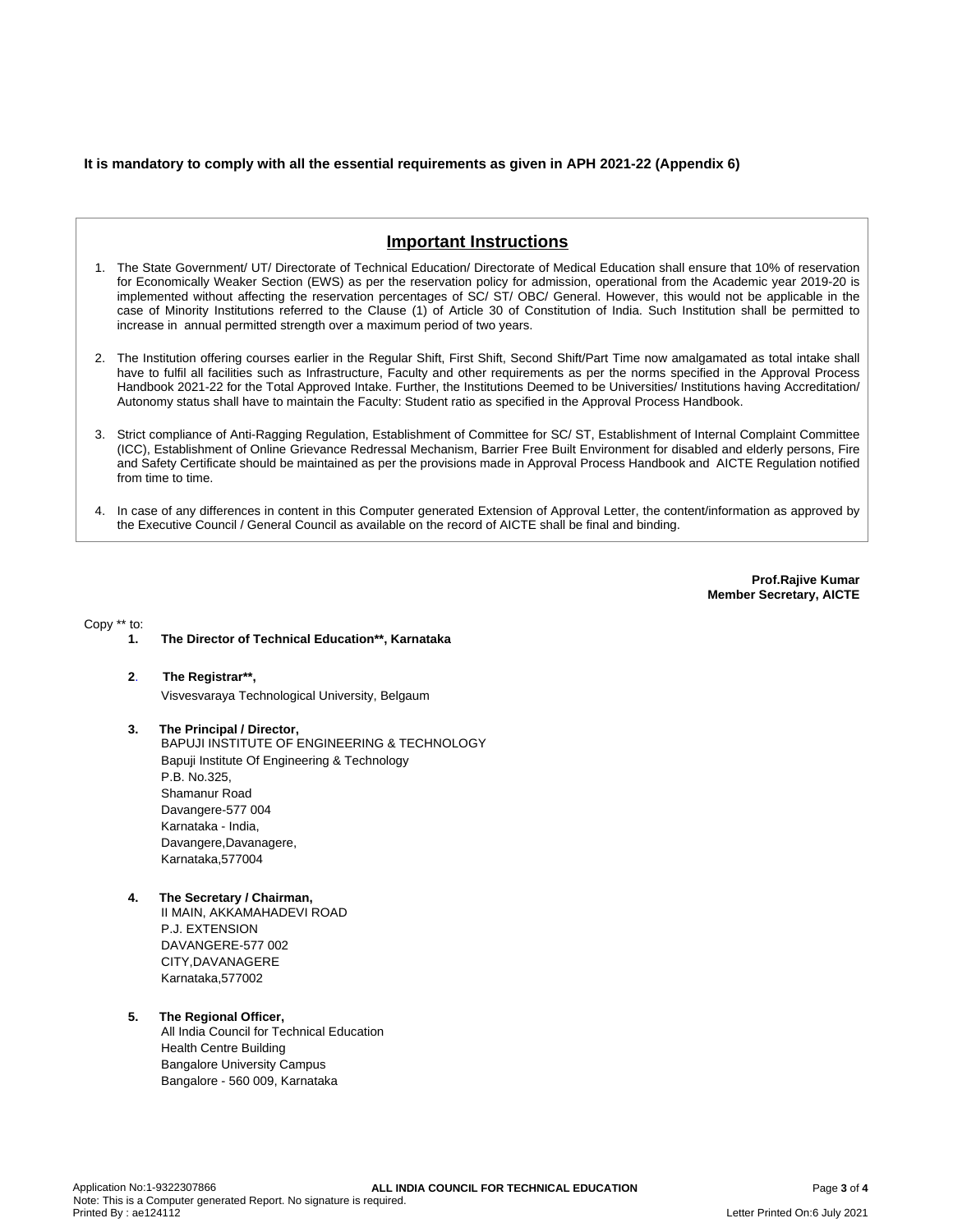**It is mandatory to comply with all the essential requirements as given in APH 2021-22 (Appendix 6)**

## Important Instructions

1. The State Government/ UT/ Directorate of Technical Education/ Directorate of Medical Education shall ensure that 10% of reservation for Economically Weaker Section (EWS) as per the reservation policy for admission, operational from the Academic year 2019-20 is implemented without affecting the reservation percentages of SC/ ST/ OBC/ General. However, this would not be applicable in the case of Minority Institutions referred to the Clause (1) of Article 30 of Constitution of India. Such Institution shall be permitted to increase in annual permitted strength over a maximum period of two years.

2. The Institution offering courses earlier in the Regular Shift, First Shift, Second Shift/Part Time now amalgamated as total intake shall have to fulfil all facilities such as Infrastructure, Faculty and other requirements as per the norms specified in the Approval Process Handbook 2021-22 for the Total Approved Intake. Further, the Institutions Deemed to be Universities/ Institutions having Accreditation/ Autonomy status shall have to maintain the Faculty: Student ratio as specified in the Approval Process Handbook.

3. Strict compliance of Anti-Ragging Regulation, Establishment of Committee for SC/ ST, Establishment of Internal Complaint Committee (ICC), Establishment of Online Grievance Redressal Mechanism, Barrier Free Built Environment for disabled and elderly persons, Fire and Safety Certificate should be maintained as per the provisions made in Approval Process Handbook and AICTE Regulation notified from time to time.

4. In case of any differences in content in this Computer generated Extension of Approval Letter, the content/information as approved by the Executive Council / General Council as available on the record of AICTE shall be final and binding.

**Prof.Rajive Kumar**
**Member Secretary, AICTE**

Copy ** to:

1. **The Director of Technical Education**, Karnataka**

2. **The Registrar**,**
   Visvesvaraya Technological University, Belgaum

3. **The Principal / Director,**
   BAPUJI INSTITUTE OF ENGINEERING & TECHNOLOGY
   Bapuji Institute Of Engineering & Technology
   P.B. No.325,
   Shamanur Road
   Davangere-577 004
   Karnataka - India,
   Davangere,Davanagere,
   Karnataka,577004

4. **The Secretary / Chairman,**
   II MAIN, AKKAMAHADEVI ROAD
   P.J. EXTENSION
   DAVANGERE-577 002
   CITY,DAVANAGERE
   Karnataka,577002

5. **The Regional Officer,**
   All India Council for Technical Education
   Health Centre Building
   Bangalore University Campus
   Bangalore - 560 009, Karnataka

Application No:1-9322307866
Note: This is a Computer generated Report. No signature is required.
Printed By : ae124112
Letter Printed On:6 July 2021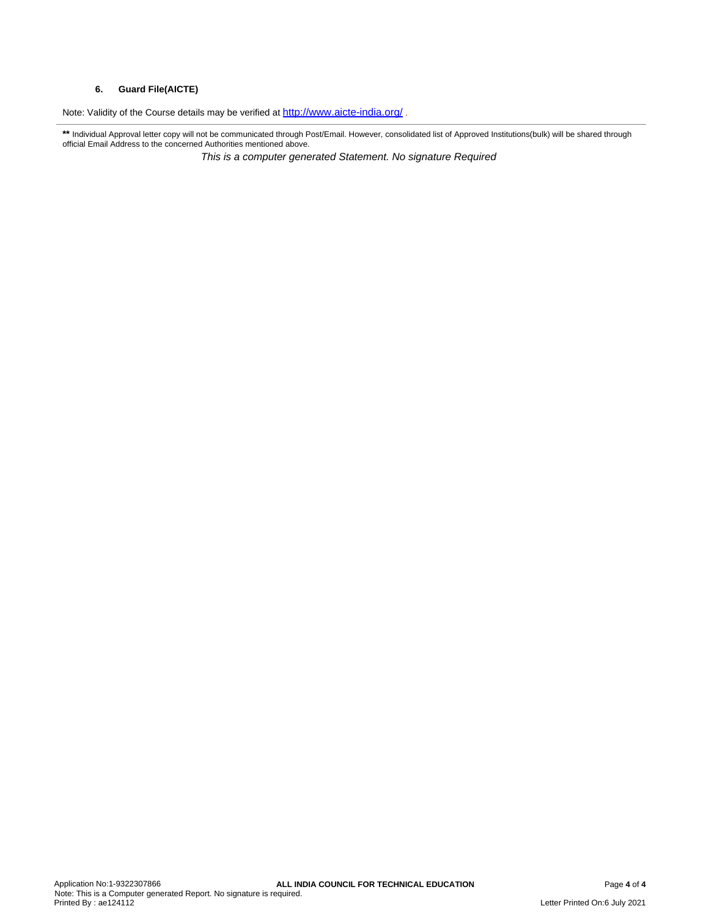6. **Guard File(AICTE)**

Note: Validity of the Course details may be verified at http://www.aicte-india.org/ .

---

**\*\*** Individual Approval letter copy will not be communicated through Post/Email. However, consolidated list of Approved Institutions(bulk) will be shared through official Email Address to the concerned Authorities mentioned above.

*This is a computer generated Statement. No signature Required*